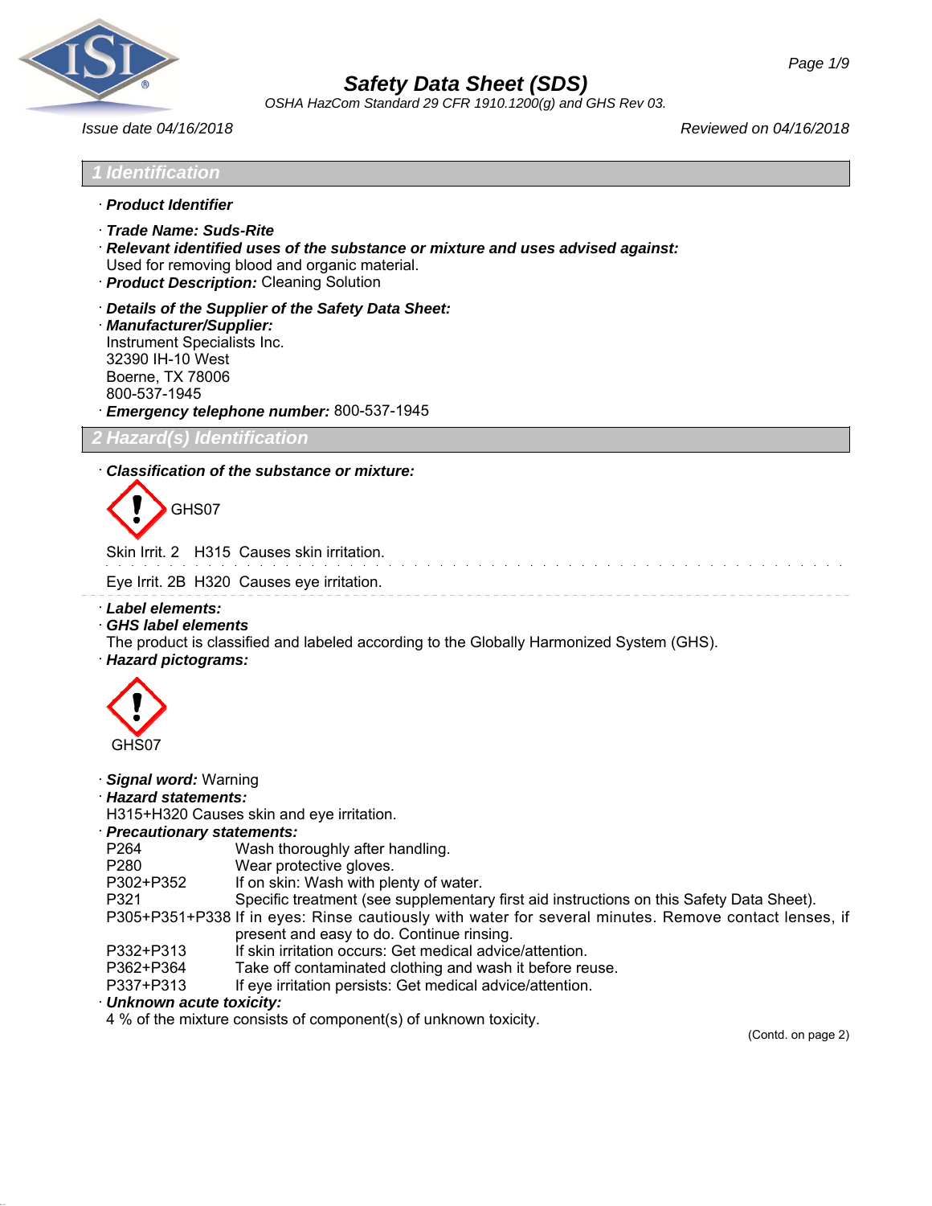# Safety Data Sheet (SDS)

*OSHA HazCom Standard 29 CFR 1910.1200(g) and GHS Rev 03.*

*Issue date 04/16/2018* *Reviewed on 04/16/2018*

## 1 Identification

· ***Product Identifier***

· ***Trade Name: Suds-Rite***

· ***Relevant identified uses of the substance or mixture and uses advised against:***
Used for removing blood and organic material.

· ***Product Description:*** Cleaning Solution

· ***Details of the Supplier of the Safety Data Sheet:***

· ***Manufacturer/Supplier:***
Instrument Specialists Inc.
32390 IH-10 West
Boerne, TX 78006
800-537-1945

· ***Emergency telephone number:*** 800-537-1945

## 2 Hazard(s) Identification

· ***Classification of the substance or mixture:***

GHS07

Skin Irrit. 2 H315 Causes skin irritation.

Eye Irrit. 2B H320 Causes eye irritation.

· ***Label elements:***

· ***GHS label elements***
The product is classified and labeled according to the Globally Harmonized System (GHS).

· ***Hazard pictograms:***

GHS07

· ***Signal word:*** Warning

· ***Hazard statements:***
H315+H320 Causes skin and eye irritation.

· ***Precautionary statements:***

| | |
|---|---|
| P264 | Wash thoroughly after handling. |
| P280 | Wear protective gloves. |
| P302+P352 | If on skin: Wash with plenty of water. |
| P321 | Specific treatment (see supplementary first aid instructions on this Safety Data Sheet). |
| P305+P351+P338 | If in eyes: Rinse cautiously with water for several minutes. Remove contact lenses, if present and easy to do. Continue rinsing. |
| P332+P313 | If skin irritation occurs: Get medical advice/attention. |
| P362+P364 | Take off contaminated clothing and wash it before reuse. |
| P337+P313 | If eye irritation persists: Get medical advice/attention. |

· ***Unknown acute toxicity:***
4 % of the mixture consists of component(s) of unknown toxicity.

(Contd. on page 2)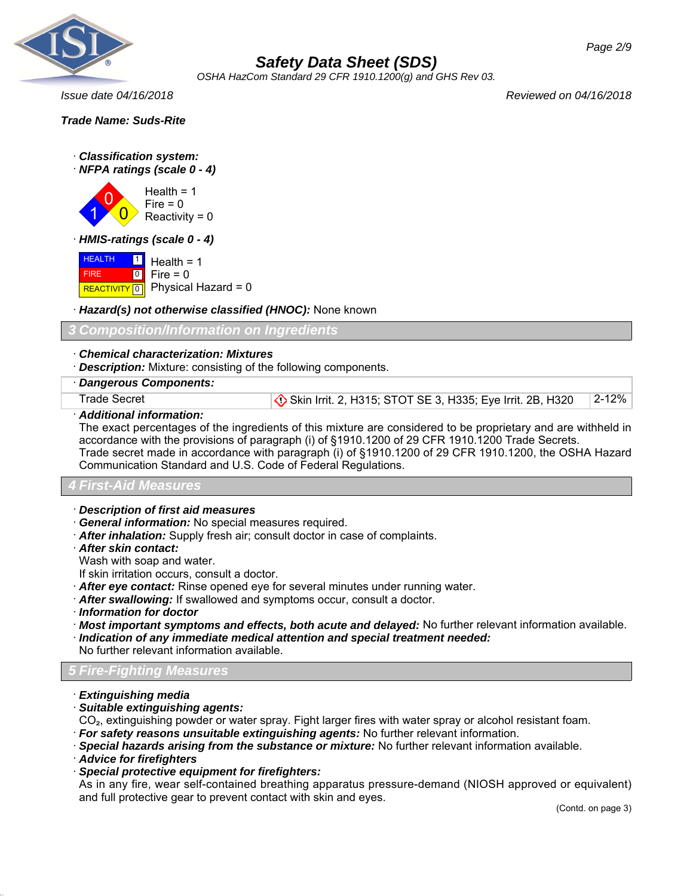**Trade Name: Suds-Rite**

· ***Classification system:***
· ***NFPA ratings (scale 0 - 4)***

Health = 1
Fire = 0
Reactivity = 0

· ***HMIS-ratings (scale 0 - 4)***

| | | |
|---|---|---|
| HEALTH | 1 | Health = 1 |
| FIRE | 0 | Fire = 0 |
| REACTIVITY | 0 | Physical Hazard = 0 |

· ***Hazard(s) not otherwise classified (HNOC):*** None known

## 3 Composition/Information on Ingredients

· ***Chemical characterization: Mixtures***
· ***Description:*** Mixture: consisting of the following components.

| · Dangerous Components: | | |
|---|---|---|
| Trade Secret | Skin Irrit. 2, H315; STOT SE 3, H335; Eye Irrit. 2B, H320 | 2-12% |

· ***Additional information:***
The exact percentages of the ingredients of this mixture are considered to be proprietary and are withheld in accordance with the provisions of paragraph (i) of §1910.1200 of 29 CFR 1910.1200 Trade Secrets.
Trade secret made in accordance with paragraph (i) of §1910.1200 of 29 CFR 1910.1200, the OSHA Hazard Communication Standard and U.S. Code of Federal Regulations.

## 4 First-Aid Measures

· ***Description of first aid measures***
· ***General information:*** No special measures required.
· ***After inhalation:*** Supply fresh air; consult doctor in case of complaints.
· ***After skin contact:***
Wash with soap and water.
If skin irritation occurs, consult a doctor.
· ***After eye contact:*** Rinse opened eye for several minutes under running water.
· ***After swallowing:*** If swallowed and symptoms occur, consult a doctor.
· ***Information for doctor***
· ***Most important symptoms and effects, both acute and delayed:*** No further relevant information available.
· ***Indication of any immediate medical attention and special treatment needed:***
No further relevant information available.

## 5 Fire-Fighting Measures

· ***Extinguishing media***
· ***Suitable extinguishing agents:***
$CO_2$, extinguishing powder or water spray. Fight larger fires with water spray or alcohol resistant foam.
· ***For safety reasons unsuitable extinguishing agents:*** No further relevant information.
· ***Special hazards arising from the substance or mixture:*** No further relevant information available.
· ***Advice for firefighters***
· ***Special protective equipment for firefighters:***
As in any fire, wear self-contained breathing apparatus pressure-demand (NIOSH approved or equivalent) and full protective gear to prevent contact with skin and eyes.

(Contd. on page 3)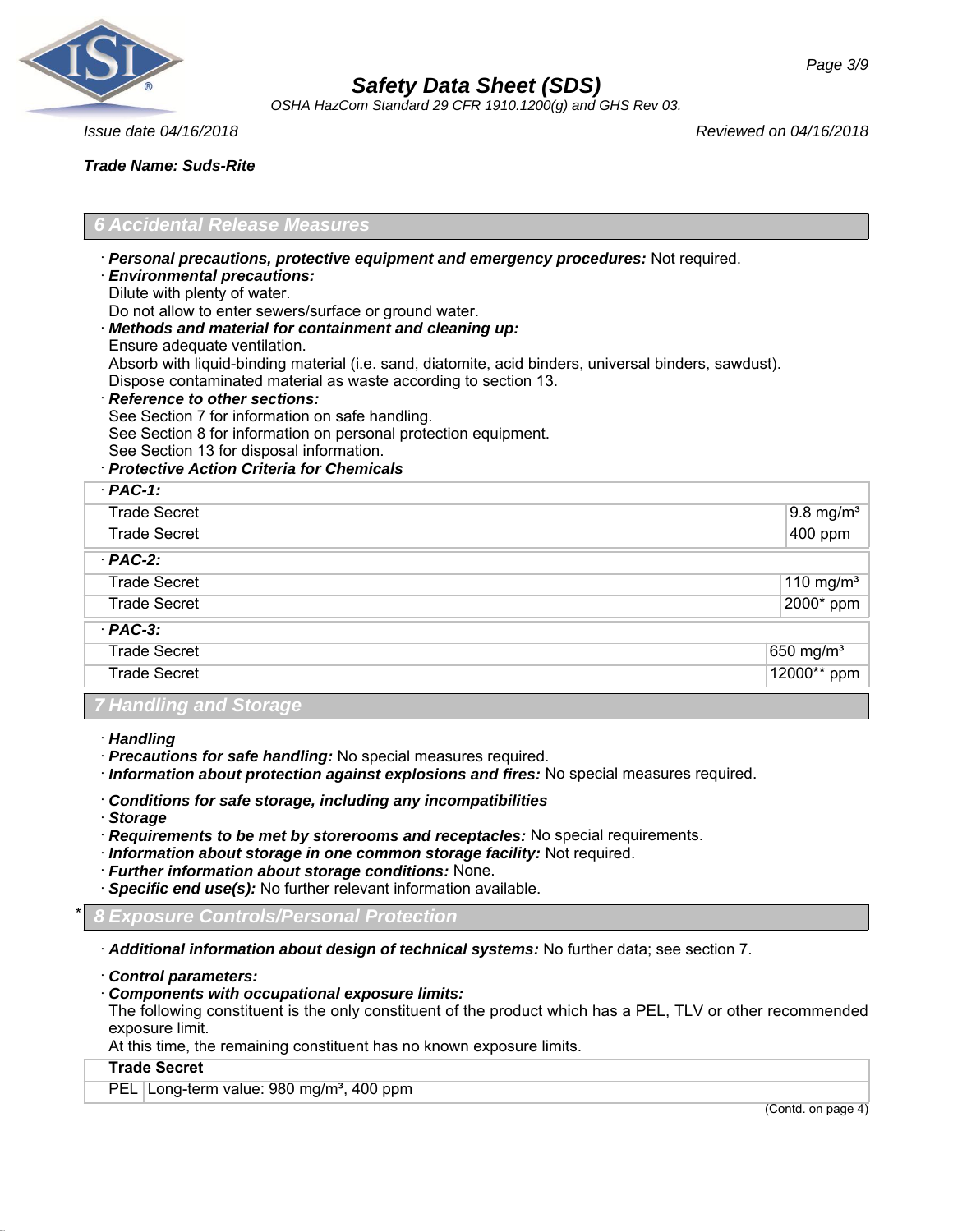Trade Name: Suds-Rite

## 6 Accidental Release Measures

· **Personal precautions, protective equipment and emergency procedures:** Not required.
· **Environmental precautions:**
Dilute with plenty of water.
Do not allow to enter sewers/surface or ground water.
· **Methods and material for containment and cleaning up:**
Ensure adequate ventilation.
Absorb with liquid-binding material (i.e. sand, diatomite, acid binders, universal binders, sawdust).
Dispose contaminated material as waste according to section 13.
· **Reference to other sections:**
See Section 7 for information on safe handling.
See Section 8 for information on personal protection equipment.
See Section 13 for disposal information.
· **Protective Action Criteria for Chemicals**

| · **PAC-1:** | |
|---|---|
| Trade Secret | 9.8 mg/m³ |
| Trade Secret | 400 ppm |
| · **PAC-2:** | |
| Trade Secret | 110 mg/m³ |
| Trade Secret | 2000* ppm |
| · **PAC-3:** | |
| Trade Secret | 650 mg/m³ |
| Trade Secret | 12000** ppm |

## 7 Handling and Storage

· **Handling**
· **Precautions for safe handling:** No special measures required.
· **Information about protection against explosions and fires:** No special measures required.

· **Conditions for safe storage, including any incompatibilities**
· **Storage**
· **Requirements to be met by storerooms and receptacles:** No special requirements.
· **Information about storage in one common storage facility:** Not required.
· **Further information about storage conditions:** None.
· **Specific end use(s):** No further relevant information available.

## * 8 Exposure Controls/Personal Protection

· **Additional information about design of technical systems:** No further data; see section 7.

· **Control parameters:**
· **Components with occupational exposure limits:**
The following constituent is the only constituent of the product which has a PEL, TLV or other recommended exposure limit.
At this time, the remaining constituent has no known exposure limits.

| **Trade Secret** | |
|---|---|
| PEL | Long-term value: 980 mg/m³, 400 ppm |

(Contd. on page 4)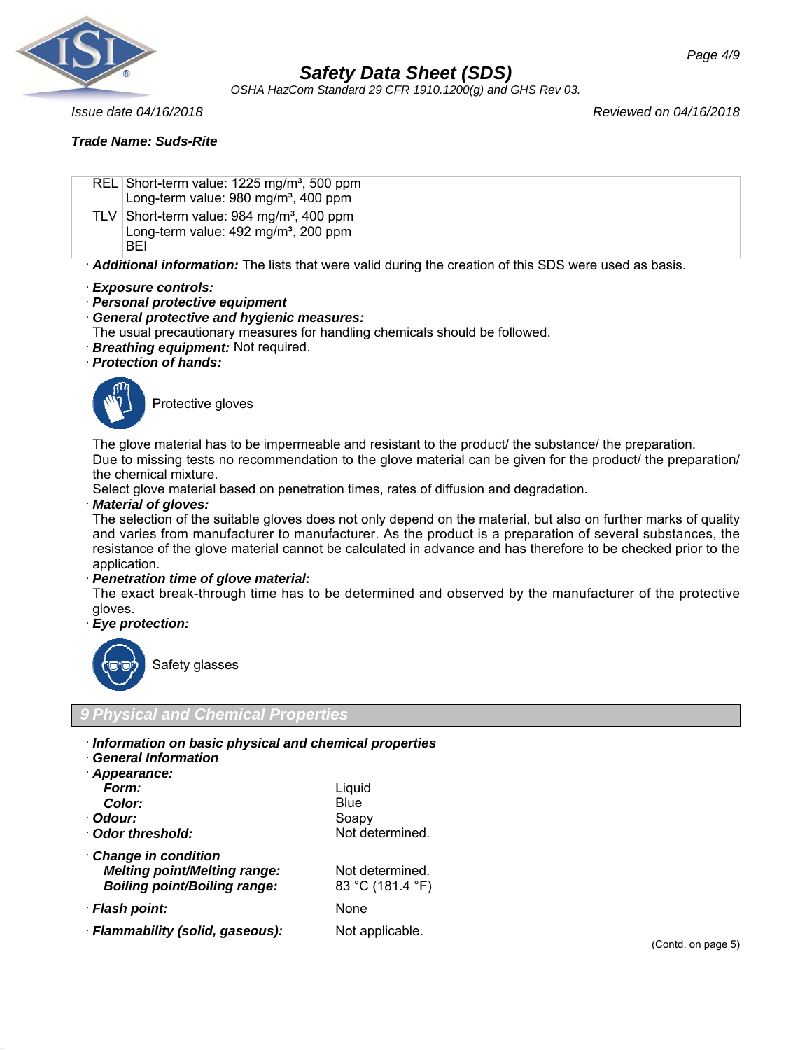| | |
|---|---|
| REL | Short-term value: 1225 mg/m³, 500 ppm<br>Long-term value: 980 mg/m³, 400 ppm |
| TLV | Short-term value: 984 mg/m³, 400 ppm<br>Long-term value: 492 mg/m³, 200 ppm<br>BEI |

· **Additional information:** The lists that were valid during the creation of this SDS were used as basis.

· **Exposure controls:**
· **Personal protective equipment**
· **General protective and hygienic measures:**
The usual precautionary measures for handling chemicals should be followed.
· **Breathing equipment:** Not required.
· **Protection of hands:**

Protective gloves

The glove material has to be impermeable and resistant to the product/ the substance/ the preparation.
Due to missing tests no recommendation to the glove material can be given for the product/ the preparation/ the chemical mixture.
Select glove material based on penetration times, rates of diffusion and degradation.

· **Material of gloves:**
The selection of the suitable gloves does not only depend on the material, but also on further marks of quality and varies from manufacturer to manufacturer. As the product is a preparation of several substances, the resistance of the glove material cannot be calculated in advance and has therefore to be checked prior to the application.

· **Penetration time of glove material:**
The exact break-through time has to be determined and observed by the manufacturer of the protective gloves.

· **Eye protection:**

Safety glasses

## 9 Physical and Chemical Properties

· **Information on basic physical and chemical properties**
· **General Information**

| | |
|---|---|
| · **Appearance:** | |
| **Form:** | Liquid |
| **Color:** | Blue |
| · **Odour:** | Soapy |
| · **Odor threshold:** | Not determined. |
| · **Change in condition** | |
| **Melting point/Melting range:** | Not determined. |
| **Boiling point/Boiling range:** | 83 °C (181.4 °F) |
| · **Flash point:** | None |
| · **Flammability (solid, gaseous):** | Not applicable. |

(Contd. on page 5)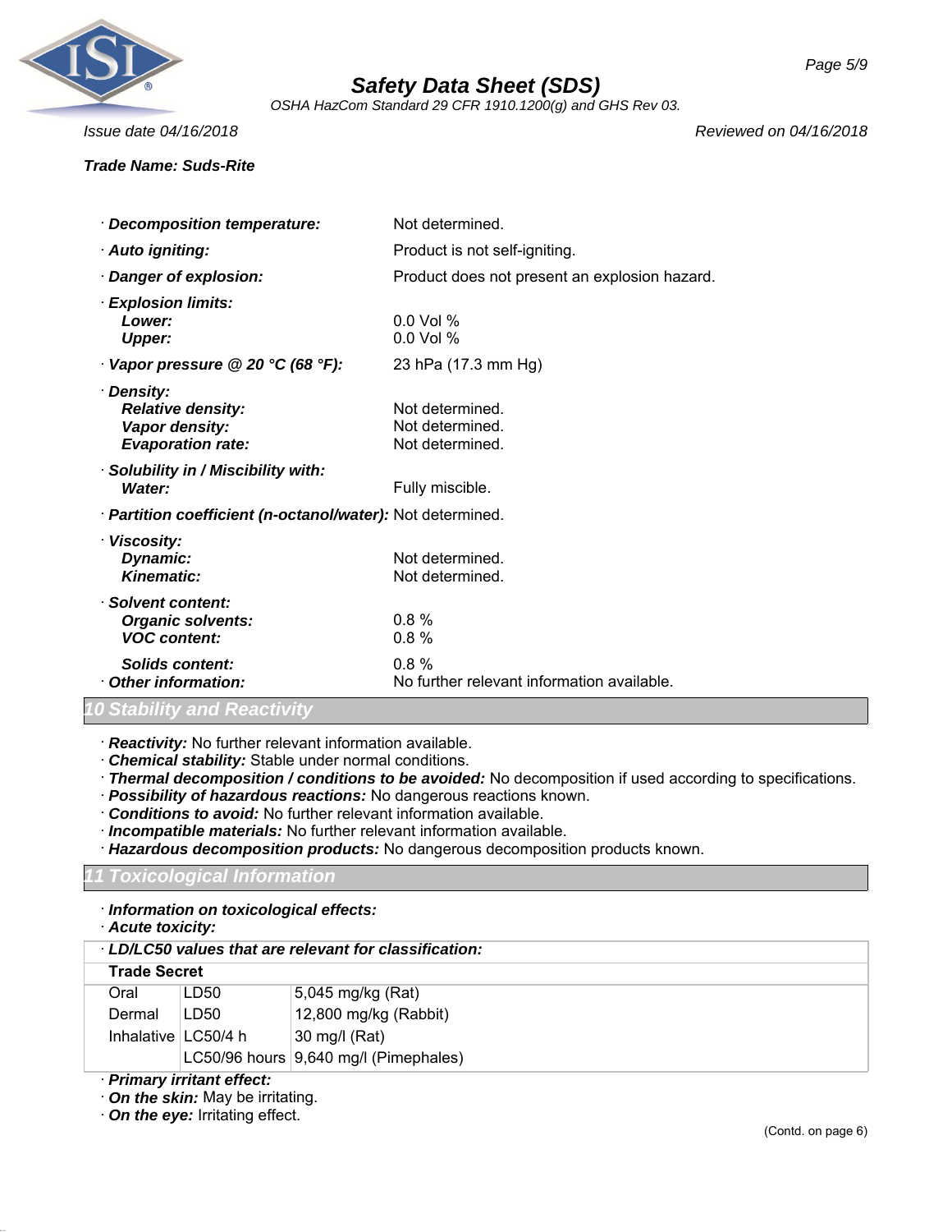**Trade Name: Suds-Rite**

- ***Decomposition temperature:*** Not determined.
- ***Auto igniting:*** Product is not self-igniting.
- ***Danger of explosion:*** Product does not present an explosion hazard.
- ***Explosion limits:***
  - ***Lower:*** 0.0 Vol %
  - ***Upper:*** 0.0 Vol %
- ***Vapor pressure @ 20 °C (68 °F):*** 23 hPa (17.3 mm Hg)
- ***Density:***
  - ***Relative density:*** Not determined.
  - ***Vapor density:*** Not determined.
  - ***Evaporation rate:*** Not determined.
- ***Solubility in / Miscibility with:***
  - ***Water:*** Fully miscible.
- ***Partition coefficient (n-octanol/water):*** Not determined.
- ***Viscosity:***
  - ***Dynamic:*** Not determined.
  - ***Kinematic:*** Not determined.
- ***Solvent content:***
  - ***Organic solvents:*** 0.8 %
  - ***VOC content:*** 0.8 %
  - ***Solids content:*** 0.8 %
- ***Other information:*** No further relevant information available.

## *10 Stability and Reactivity*

- ***Reactivity:*** No further relevant information available.
- ***Chemical stability:*** Stable under normal conditions.
- ***Thermal decomposition / conditions to be avoided:*** No decomposition if used according to specifications.
- ***Possibility of hazardous reactions:*** No dangerous reactions known.
- ***Conditions to avoid:*** No further relevant information available.
- ***Incompatible materials:*** No further relevant information available.
- ***Hazardous decomposition products:*** No dangerous decomposition products known.

## *11 Toxicological Information*

- ***Information on toxicological effects:***
- ***Acute toxicity:***

| *LD/LC50 values that are relevant for classification:* | | |
|---|---|---|
| **Trade Secret** | | |
| Oral | LD50 | 5,045 mg/kg (Rat) |
| Dermal | LD50 | 12,800 mg/kg (Rabbit) |
| Inhalative | LC50/4 h | 30 mg/l (Rat) |
| | LC50/96 hours | 9,640 mg/l (Pimephales) |

- ***Primary irritant effect:***
- ***On the skin:*** May be irritating.
- ***On the eye:*** Irritating effect.

(Contd. on page 6)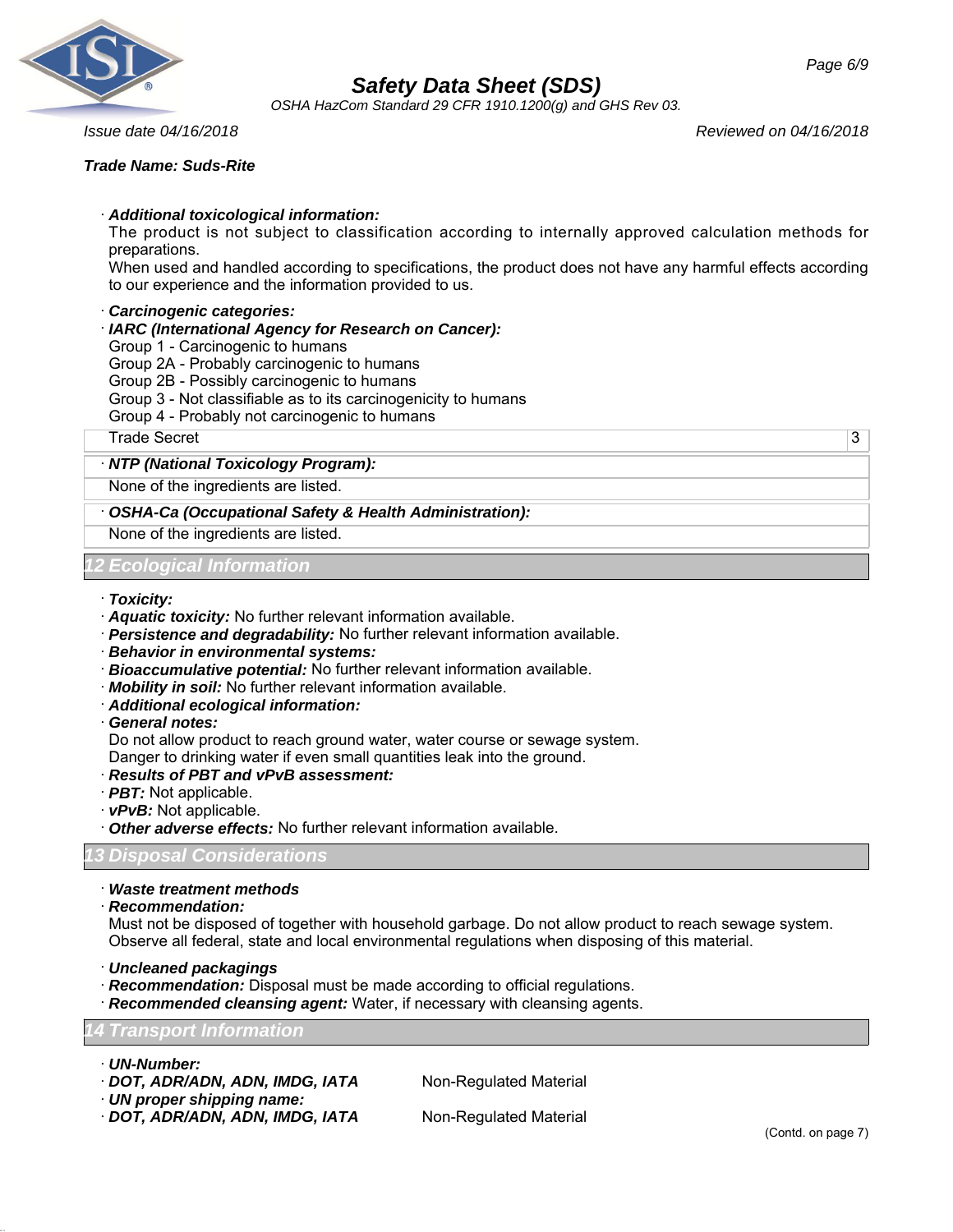**Trade Name: Suds-Rite**

· ***Additional toxicological information:***
The product is not subject to classification according to internally approved calculation methods for preparations.
When used and handled according to specifications, the product does not have any harmful effects according to our experience and the information provided to us.

· ***Carcinogenic categories:***
· ***IARC (International Agency for Research on Cancer):***
Group 1 - Carcinogenic to humans
Group 2A - Probably carcinogenic to humans
Group 2B - Possibly carcinogenic to humans
Group 3 - Not classifiable as to its carcinogenicity to humans
Group 4 - Probably not carcinogenic to humans

| Trade Secret | 3 |
|---|---|

· ***NTP (National Toxicology Program):***
None of the ingredients are listed.

· ***OSHA-Ca (Occupational Safety & Health Administration):***
None of the ingredients are listed.

## 12 Ecological Information

· ***Toxicity:***
· ***Aquatic toxicity:*** No further relevant information available.
· ***Persistence and degradability:*** No further relevant information available.
· ***Behavior in environmental systems:***
· ***Bioaccumulative potential:*** No further relevant information available.
· ***Mobility in soil:*** No further relevant information available.
· ***Additional ecological information:***
· ***General notes:***
Do not allow product to reach ground water, water course or sewage system.
Danger to drinking water if even small quantities leak into the ground.
· ***Results of PBT and vPvB assessment:***
· ***PBT:*** Not applicable.
· ***vPvB:*** Not applicable.
· ***Other adverse effects:*** No further relevant information available.

## 13 Disposal Considerations

· ***Waste treatment methods***
· ***Recommendation:***
Must not be disposed of together with household garbage. Do not allow product to reach sewage system.
Observe all federal, state and local environmental regulations when disposing of this material.

· ***Uncleaned packagings***
· ***Recommendation:*** Disposal must be made according to official regulations.
· ***Recommended cleansing agent:*** Water, if necessary with cleansing agents.

## 14 Transport Information

· ***UN-Number:***
· ***DOT, ADR/ADN, ADN, IMDG, IATA*** Non-Regulated Material
· ***UN proper shipping name:***
· ***DOT, ADR/ADN, ADN, IMDG, IATA*** Non-Regulated Material

(Contd. on page 7)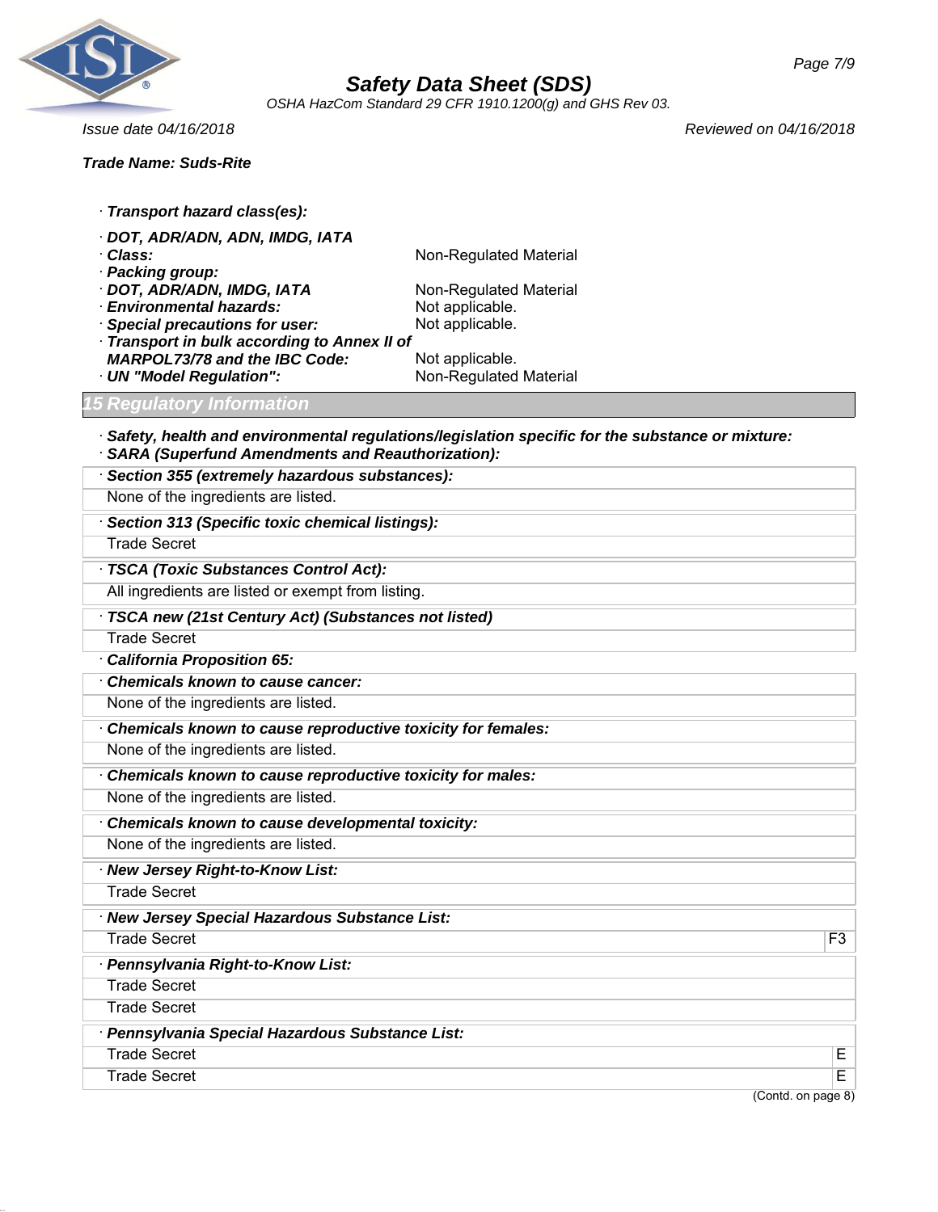Trade Name: Suds-Rite

· **Transport hazard class(es):**

· **DOT, ADR/ADN, ADN, IMDG, IATA**
· **Class:** Non-Regulated Material
· **Packing group:**
· **DOT, ADR/ADN, IMDG, IATA** Non-Regulated Material
· **Environmental hazards:** Not applicable.
· **Special precautions for user:** Not applicable.
· **Transport in bulk according to Annex II of MARPOL73/78 and the IBC Code:** Not applicable.
· **UN "Model Regulation":** Non-Regulated Material

## 15 Regulatory Information

· **Safety, health and environmental regulations/legislation specific for the substance or mixture:**
· **SARA (Superfund Amendments and Reauthorization):**

· **Section 355 (extremely hazardous substances):**
None of the ingredients are listed.

· **Section 313 (Specific toxic chemical listings):**
Trade Secret

· **TSCA (Toxic Substances Control Act):**
All ingredients are listed or exempt from listing.

· **TSCA new (21st Century Act) (Substances not listed)**
Trade Secret

· **California Proposition 65:**

· **Chemicals known to cause cancer:**
None of the ingredients are listed.

· **Chemicals known to cause reproductive toxicity for females:**
None of the ingredients are listed.

· **Chemicals known to cause reproductive toxicity for males:**
None of the ingredients are listed.

· **Chemicals known to cause developmental toxicity:**
None of the ingredients are listed.

· **New Jersey Right-to-Know List:**
Trade Secret

· **New Jersey Special Hazardous Substance List:**

| | |
|---|---|
| Trade Secret | F3 |

· **Pennsylvania Right-to-Know List:**
Trade Secret
Trade Secret

· **Pennsylvania Special Hazardous Substance List:**

| | |
|---|---|
| Trade Secret | E |
| Trade Secret | E |

(Contd. on page 8)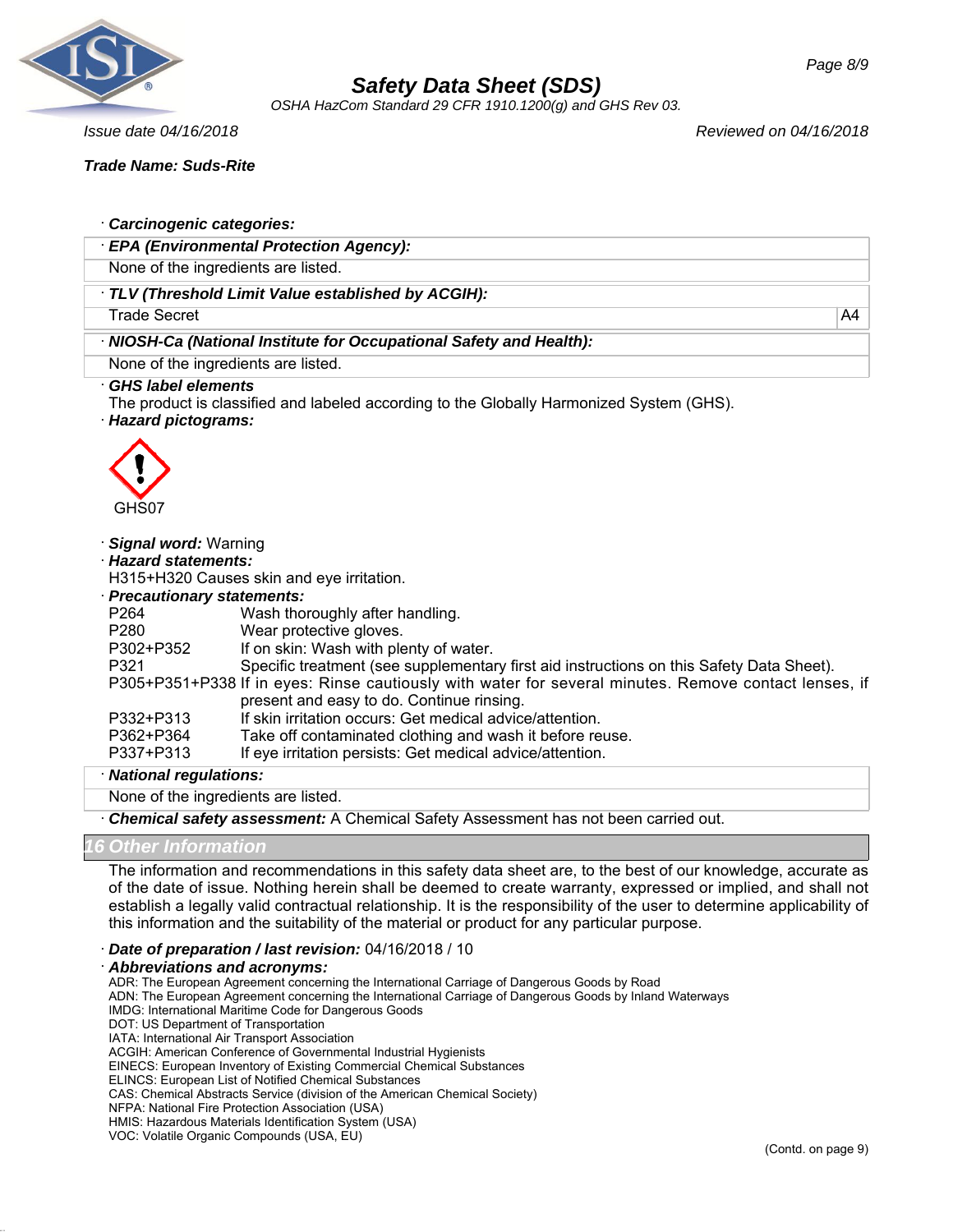· **Carcinogenic categories:**

| · ***EPA (Environmental Protection Agency):*** | |
|---|---|
| None of the ingredients are listed. | |
| · ***TLV (Threshold Limit Value established by ACGIH):*** | |
| Trade Secret | A4 |
| · ***NIOSH-Ca (National Institute for Occupational Safety and Health):*** | |
| None of the ingredients are listed. | |

· ***GHS label elements***

The product is classified and labeled according to the Globally Harmonized System (GHS).

· ***Hazard pictograms:***

GHS07

· ***Signal word:*** Warning

· ***Hazard statements:***

H315+H320 Causes skin and eye irritation.

· ***Precautionary statements:***

| | |
|---|---|
| P264 | Wash thoroughly after handling. |
| P280 | Wear protective gloves. |
| P302+P352 | If on skin: Wash with plenty of water. |
| P321 | Specific treatment (see supplementary first aid instructions on this Safety Data Sheet). |
| P305+P351+P338 | If in eyes: Rinse cautiously with water for several minutes. Remove contact lenses, if present and easy to do. Continue rinsing. |
| P332+P313 | If skin irritation occurs: Get medical advice/attention. |
| P362+P364 | Take off contaminated clothing and wash it before reuse. |
| P337+P313 | If eye irritation persists: Get medical advice/attention. |

| · ***National regulations:*** |
|---|
| None of the ingredients are listed. |

· ***Chemical safety assessment:*** A Chemical Safety Assessment has not been carried out.

## 16 Other Information

The information and recommendations in this safety data sheet are, to the best of our knowledge, accurate as of the date of issue. Nothing herein shall be deemed to create warranty, expressed or implied, and shall not establish a legally valid contractual relationship. It is the responsibility of the user to determine applicability of this information and the suitability of the material or product for any particular purpose.

· ***Date of preparation / last revision:*** 04/16/2018 / 10

· ***Abbreviations and acronyms:***

ADR: The European Agreement concerning the International Carriage of Dangerous Goods by Road
ADN: The European Agreement concerning the International Carriage of Dangerous Goods by Inland Waterways
IMDG: International Maritime Code for Dangerous Goods
DOT: US Department of Transportation
IATA: International Air Transport Association
ACGIH: American Conference of Governmental Industrial Hygienists
EINECS: European Inventory of Existing Commercial Chemical Substances
ELINCS: European List of Notified Chemical Substances
CAS: Chemical Abstracts Service (division of the American Chemical Society)
NFPA: National Fire Protection Association (USA)
HMIS: Hazardous Materials Identification System (USA)
VOC: Volatile Organic Compounds (USA, EU)

(Contd. on page 9)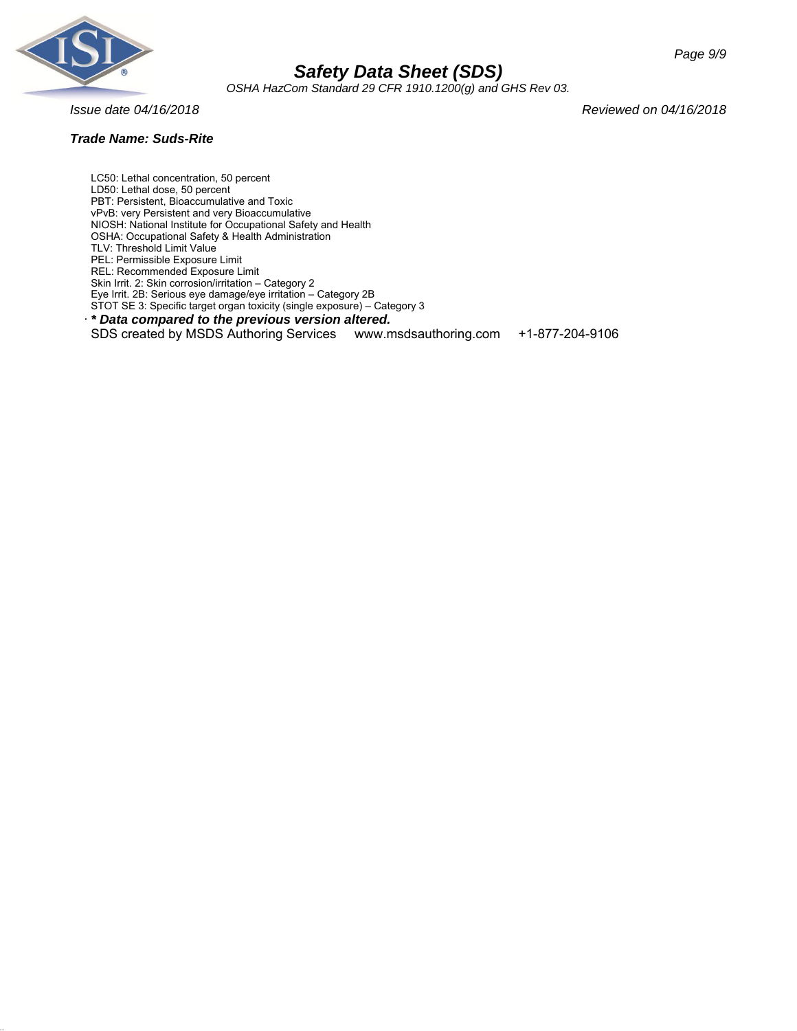LC50: Lethal concentration, 50 percent
LD50: Lethal dose, 50 percent
PBT: Persistent, Bioaccumulative and Toxic
vPvB: very Persistent and very Bioaccumulative
NIOSH: National Institute for Occupational Safety and Health
OSHA: Occupational Safety & Health Administration
TLV: Threshold Limit Value
PEL: Permissible Exposure Limit
REL: Recommended Exposure Limit
Skin Irrit. 2: Skin corrosion/irritation – Category 2
Eye Irrit. 2B: Serious eye damage/eye irritation – Category 2B
STOT SE 3: Specific target organ toxicity (single exposure) – Category 3

· ***\* Data compared to the previous version altered.***

SDS created by MSDS Authoring Services www.msdsauthoring.com +1-877-204-9106